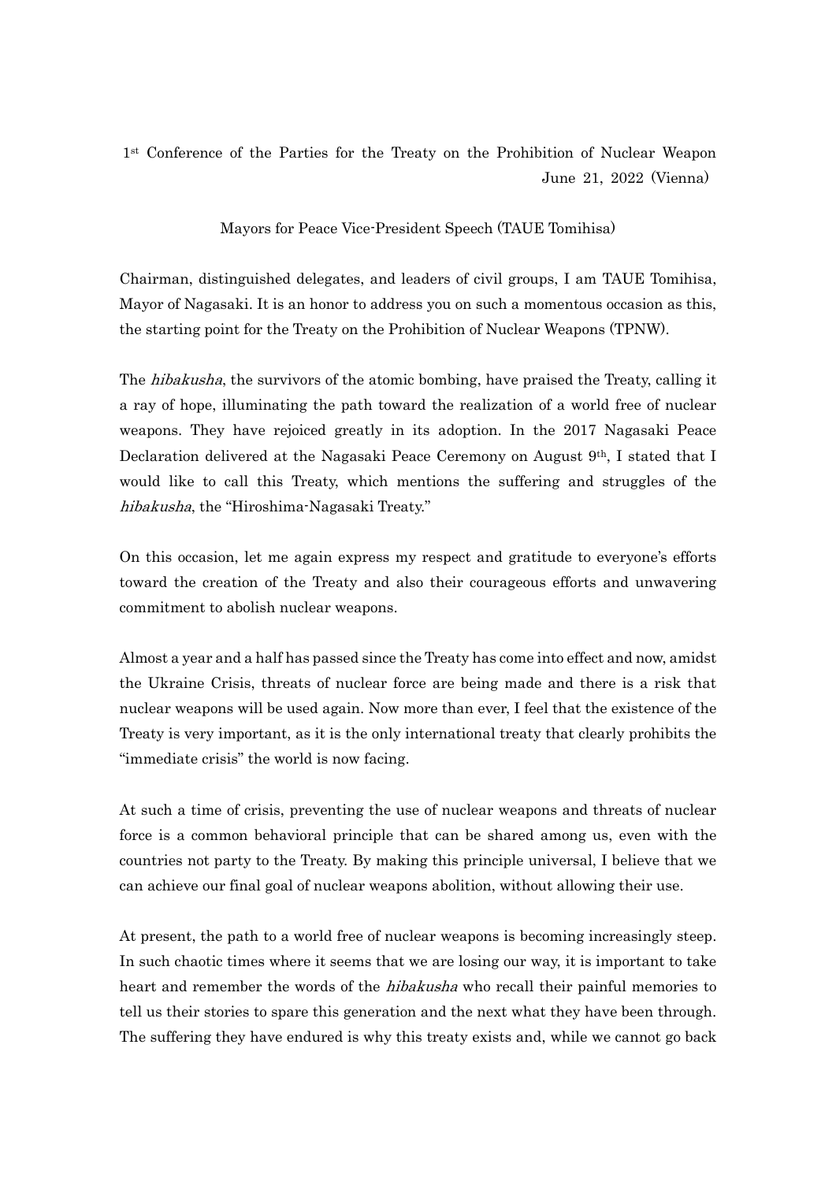1st Conference of the Parties for the Treaty on the Prohibition of Nuclear Weapon
June 21, 2022 (Vienna)

Mayors for Peace Vice-President Speech (TAUE Tomihisa)

Chairman, distinguished delegates, and leaders of civil groups, I am TAUE Tomihisa, Mayor of Nagasaki. It is an honor to address you on such a momentous occasion as this, the starting point for the Treaty on the Prohibition of Nuclear Weapons (TPNW).

The *hibakusha*, the survivors of the atomic bombing, have praised the Treaty, calling it a ray of hope, illuminating the path toward the realization of a world free of nuclear weapons. They have rejoiced greatly in its adoption. In the 2017 Nagasaki Peace Declaration delivered at the Nagasaki Peace Ceremony on August 9th, I stated that I would like to call this Treaty, which mentions the suffering and struggles of the *hibakusha*, the "Hiroshima-Nagasaki Treaty."

On this occasion, let me again express my respect and gratitude to everyone's efforts toward the creation of the Treaty and also their courageous efforts and unwavering commitment to abolish nuclear weapons.

Almost a year and a half has passed since the Treaty has come into effect and now, amidst the Ukraine Crisis, threats of nuclear force are being made and there is a risk that nuclear weapons will be used again. Now more than ever, I feel that the existence of the Treaty is very important, as it is the only international treaty that clearly prohibits the "immediate crisis" the world is now facing.

At such a time of crisis, preventing the use of nuclear weapons and threats of nuclear force is a common behavioral principle that can be shared among us, even with the countries not party to the Treaty. By making this principle universal, I believe that we can achieve our final goal of nuclear weapons abolition, without allowing their use.

At present, the path to a world free of nuclear weapons is becoming increasingly steep. In such chaotic times where it seems that we are losing our way, it is important to take heart and remember the words of the *hibakusha* who recall their painful memories to tell us their stories to spare this generation and the next what they have been through. The suffering they have endured is why this treaty exists and, while we cannot go back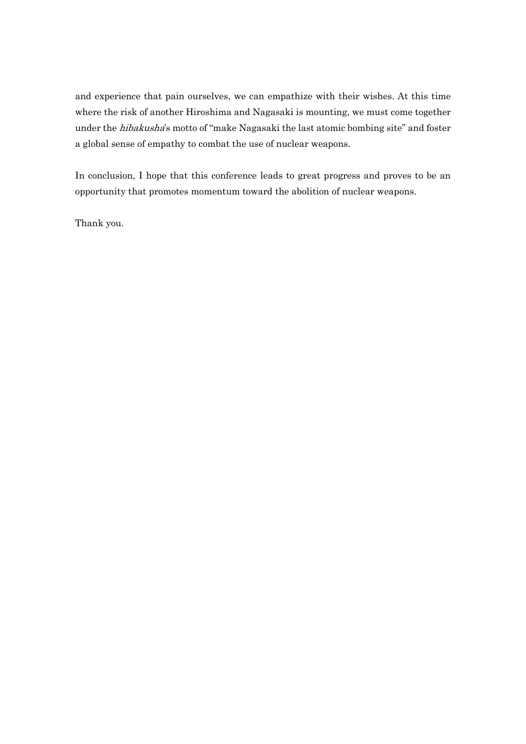and experience that pain ourselves, we can empathize with their wishes. At this time where the risk of another Hiroshima and Nagasaki is mounting, we must come together under the *hibakusha*'s motto of "make Nagasaki the last atomic bombing site" and foster a global sense of empathy to combat the use of nuclear weapons.

In conclusion, I hope that this conference leads to great progress and proves to be an opportunity that promotes momentum toward the abolition of nuclear weapons.

Thank you.